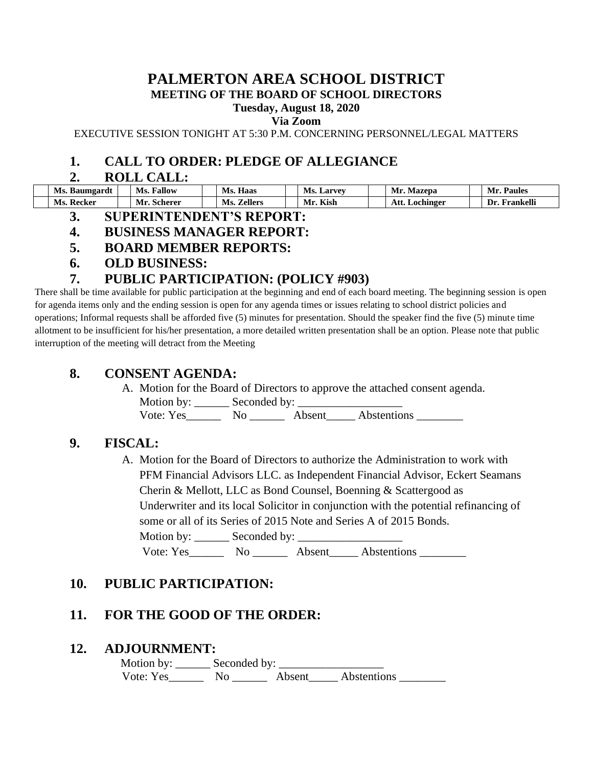# PALMERTON AREA SCHOOL DISTRICT

**MEETING OF THE BOARD OF SCHOOL DIRECTORS**

**Tuesday, August 18, 2020**

**Via Zoom**

EXECUTIVE SESSION TONIGHT AT 5:30 P.M. CONCERNING PERSONNEL/LEGAL MATTERS

## 1. CALL TO ORDER: PLEDGE OF ALLEGIANCE

## 2. ROLL CALL:

| | Ms. Baumgardt | | Ms. Fallow | | Ms. Haas | | Ms. Larvey | | Mr. Mazepa | | Mr. Paules |
|---|---|---|---|---|---|---|---|---|---|---|---|
| | Ms. Recker | | Mr. Scherer | | Ms. Zellers | | Mr. Kish | | Att. Lochinger | | Dr. Frankelli |

## 3. SUPERINTENDENT'S REPORT:

## 4. BUSINESS MANAGER REPORT:

## 5. BOARD MEMBER REPORTS:

## 6. OLD BUSINESS:

## 7. PUBLIC PARTICIPATION: (POLICY #903)

There shall be time available for public participation at the beginning and end of each board meeting. The beginning session is open for agenda items only and the ending session is open for any agenda times or issues relating to school district policies and operations; Informal requests shall be afforded five (5) minutes for presentation. Should the speaker find the five (5) minute time allotment to be insufficient for his/her presentation, a more detailed written presentation shall be an option. Please note that public interruption of the meeting will detract from the Meeting

## 8. CONSENT AGENDA:

A. Motion for the Board of Directors to approve the attached consent agenda.
Motion by: ______ Seconded by: __________________
Vote: Yes______ No ______ Absent_____ Abstentions ________

## 9. FISCAL:

A. Motion for the Board of Directors to authorize the Administration to work with PFM Financial Advisors LLC. as Independent Financial Advisor, Eckert Seamans Cherin & Mellott, LLC as Bond Counsel, Boenning & Scattergood as Underwriter and its local Solicitor in conjunction with the potential refinancing of some or all of its Series of 2015 Note and Series A of 2015 Bonds.
Motion by: ______ Seconded by: __________________
Vote: Yes______ No ______ Absent_____ Abstentions ________

## 10. PUBLIC PARTICIPATION:

## 11. FOR THE GOOD OF THE ORDER:

## 12. ADJOURNMENT:

Motion by: ______ Seconded by: __________________
Vote: Yes______ No ______ Absent_____ Abstentions ________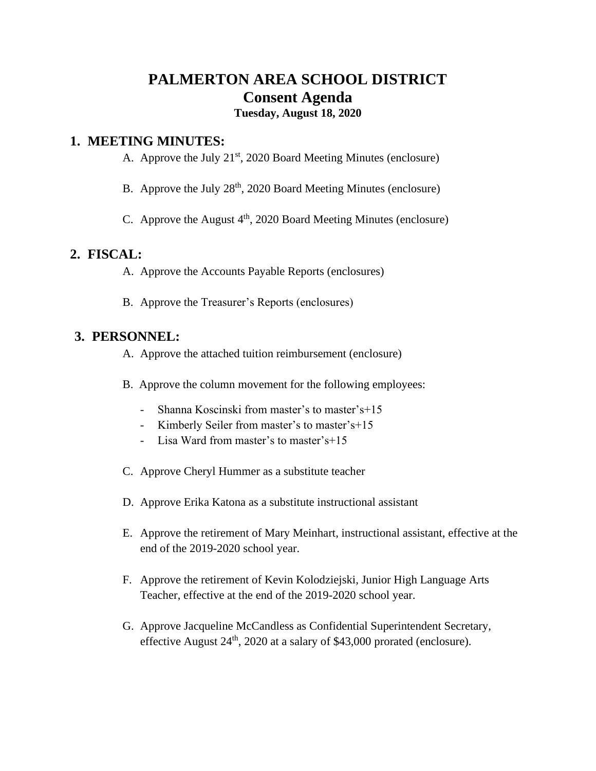# PALMERTON AREA SCHOOL DISTRICT
## Consent Agenda
### Tuesday, August 18, 2020

## 1. MEETING MINUTES:

A. Approve the July 21st, 2020 Board Meeting Minutes (enclosure)

B. Approve the July 28th, 2020 Board Meeting Minutes (enclosure)

C. Approve the August 4th, 2020 Board Meeting Minutes (enclosure)

## 2. FISCAL:

A. Approve the Accounts Payable Reports (enclosures)

B. Approve the Treasurer's Reports (enclosures)

## 3. PERSONNEL:

A. Approve the attached tuition reimbursement (enclosure)

B. Approve the column movement for the following employees:

- Shanna Koscinski from master's to master's+15
- Kimberly Seiler from master's to master's+15
- Lisa Ward from master's to master's+15

C. Approve Cheryl Hummer as a substitute teacher

D. Approve Erika Katona as a substitute instructional assistant

E. Approve the retirement of Mary Meinhart, instructional assistant, effective at the end of the 2019-2020 school year.

F. Approve the retirement of Kevin Kolodziejski, Junior High Language Arts Teacher, effective at the end of the 2019-2020 school year.

G. Approve Jacqueline McCandless as Confidential Superintendent Secretary, effective August 24th, 2020 at a salary of $43,000 prorated (enclosure).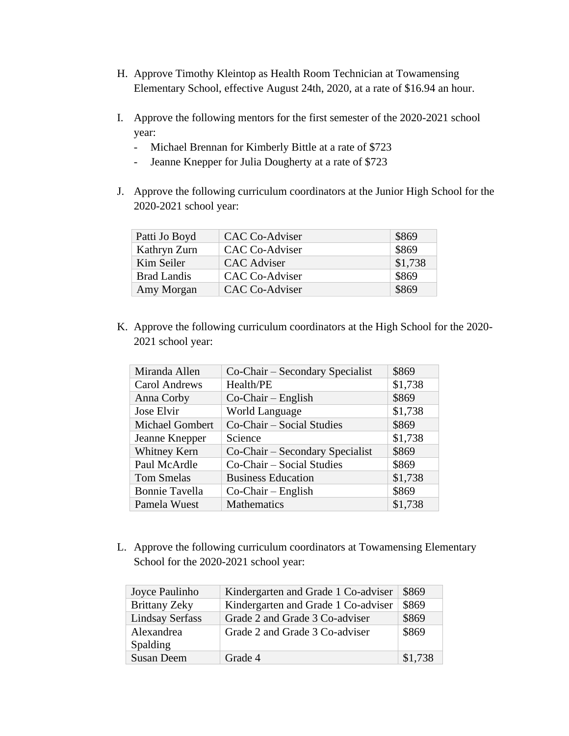H. Approve Timothy Kleintop as Health Room Technician at Towamensing Elementary School, effective August 24th, 2020, at a rate of $16.94 an hour.

I. Approve the following mentors for the first semester of the 2020-2021 school year:
   - Michael Brennan for Kimberly Bittle at a rate of $723
   - Jeanne Knepper for Julia Dougherty at a rate of $723

J. Approve the following curriculum coordinators at the Junior High School for the 2020-2021 school year:

| | | |
|---|---|---|
| Patti Jo Boyd | CAC Co-Adviser | $869 |
| Kathryn Zurn | CAC Co-Adviser | $869 |
| Kim Seiler | CAC Adviser | $1,738 |
| Brad Landis | CAC Co-Adviser | $869 |
| Amy Morgan | CAC Co-Adviser | $869 |

K. Approve the following curriculum coordinators at the High School for the 2020-2021 school year:

| | | |
|---|---|---|
| Miranda Allen | Co-Chair – Secondary Specialist | $869 |
| Carol Andrews | Health/PE | $1,738 |
| Anna Corby | Co-Chair – English | $869 |
| Jose Elvir | World Language | $1,738 |
| Michael Gombert | Co-Chair – Social Studies | $869 |
| Jeanne Knepper | Science | $1,738 |
| Whitney Kern | Co-Chair – Secondary Specialist | $869 |
| Paul McArdle | Co-Chair – Social Studies | $869 |
| Tom Smelas | Business Education | $1,738 |
| Bonnie Tavella | Co-Chair – English | $869 |
| Pamela Wuest | Mathematics | $1,738 |

L. Approve the following curriculum coordinators at Towamensing Elementary School for the 2020-2021 school year:

| | | |
|---|---|---|
| Joyce Paulinho | Kindergarten and Grade 1 Co-adviser | $869 |
| Brittany Zeky | Kindergarten and Grade 1 Co-adviser | $869 |
| Lindsay Serfass | Grade 2 and Grade 3 Co-adviser | $869 |
| Alexandrea Spalding | Grade 2 and Grade 3 Co-adviser | $869 |
| Susan Deem | Grade 4 | $1,738 |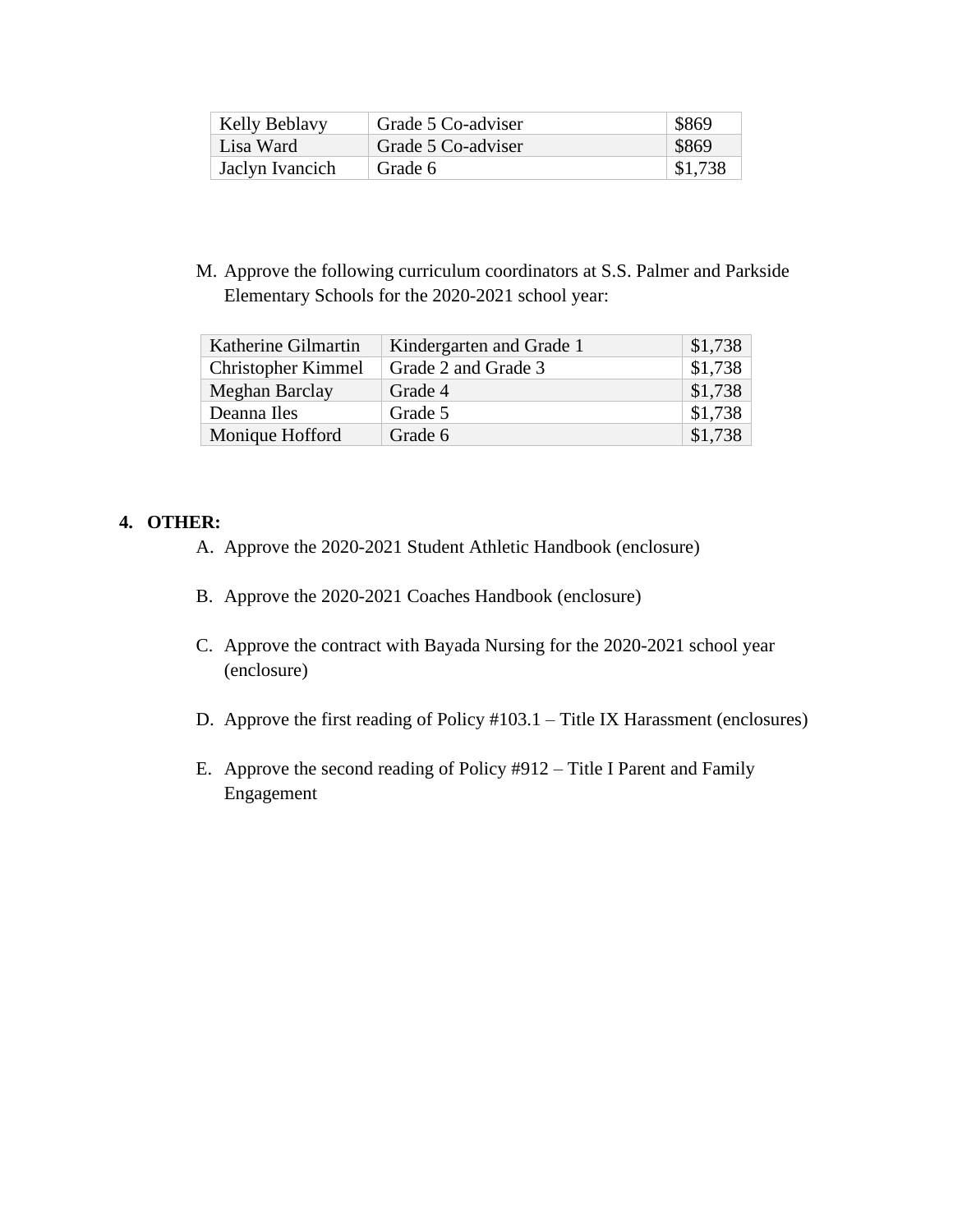| | | |
|---|---|---|
| Kelly Beblavy | Grade 5 Co-adviser | $869 |
| Lisa Ward | Grade 5 Co-adviser | $869 |
| Jaclyn Ivancich | Grade 6 | $1,738 |

M. Approve the following curriculum coordinators at S.S. Palmer and Parkside Elementary Schools for the 2020-2021 school year:

| | | |
|---|---|---|
| Katherine Gilmartin | Kindergarten and Grade 1 | $1,738 |
| Christopher Kimmel | Grade 2 and Grade 3 | $1,738 |
| Meghan Barclay | Grade 4 | $1,738 |
| Deanna Iles | Grade 5 | $1,738 |
| Monique Hofford | Grade 6 | $1,738 |

**4. OTHER:**

A. Approve the 2020-2021 Student Athletic Handbook (enclosure)

B. Approve the 2020-2021 Coaches Handbook (enclosure)

C. Approve the contract with Bayada Nursing for the 2020-2021 school year (enclosure)

D. Approve the first reading of Policy #103.1 – Title IX Harassment (enclosures)

E. Approve the second reading of Policy #912 – Title I Parent and Family Engagement